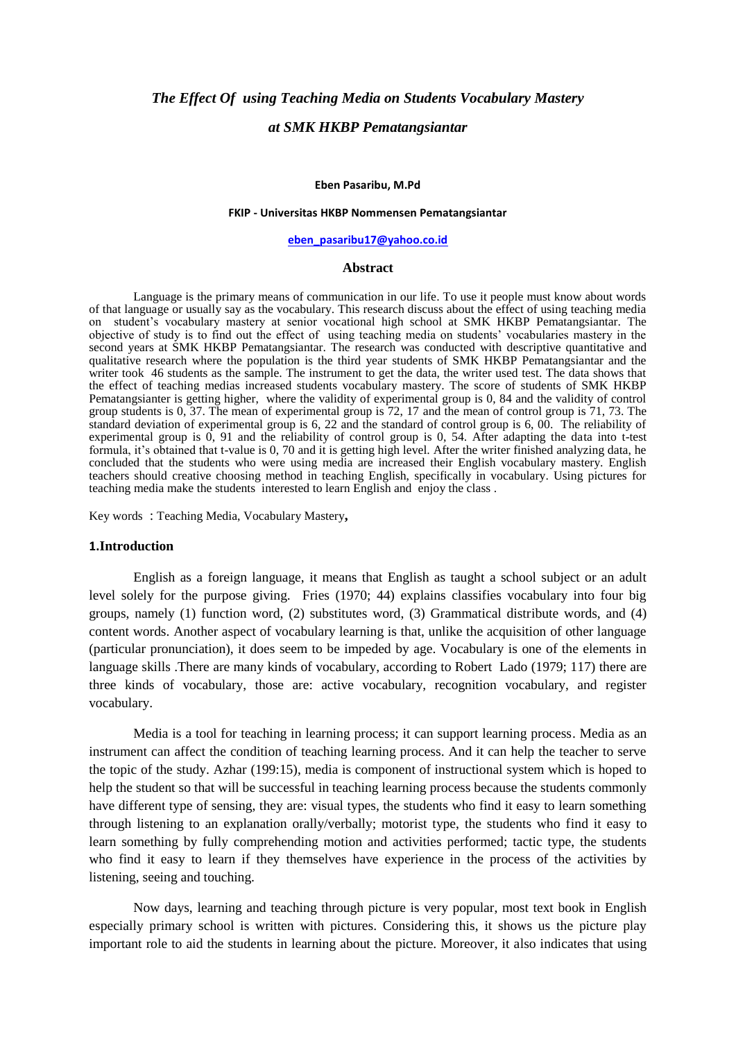# *The Effect Of using Teaching Media on Students Vocabulary Mastery at SMK HKBP Pematangsiantar*

**Eben Pasaribu, M.Pd**

**FKIP - Universitas HKBP Nommensen Pematangsiantar**

**eben_pasaribu17@yahoo.co.id**

## Abstract

Language is the primary means of communication in our life. To use it people must know about words of that language or usually say as the vocabulary. This research discuss about the effect of using teaching media on student's vocabulary mastery at senior vocational high school at SMK HKBP Pematangsiantar. The objective of study is to find out the effect of using teaching media on students' vocabularies mastery in the second years at SMK HKBP Pematangsiantar. The research was conducted with descriptive quantitative and qualitative research where the population is the third year students of SMK HKBP Pematangsiantar and the writer took 46 students as the sample. The instrument to get the data, the writer used test. The data shows that the effect of teaching medias increased students vocabulary mastery. The score of students of SMK HKBP Pematangsianter is getting higher, where the validity of experimental group is 0, 84 and the validity of control group students is 0, 37. The mean of experimental group is 72, 17 and the mean of control group is 71, 73. The standard deviation of experimental group is 6, 22 and the standard of control group is 6, 00. The reliability of experimental group is 0, 91 and the reliability of control group is 0, 54. After adapting the data into t-test formula, it's obtained that t-value is 0, 70 and it is getting high level. After the writer finished analyzing data, he concluded that the students who were using media are increased their English vocabulary mastery. English teachers should creative choosing method in teaching English, specifically in vocabulary. Using pictures for teaching media make the students interested to learn English and enjoy the class .

Key words : Teaching Media, Vocabulary Mastery**,**

## 1.Introduction

English as a foreign language, it means that English as taught a school subject or an adult level solely for the purpose giving. Fries (1970; 44) explains classifies vocabulary into four big groups, namely (1) function word, (2) substitutes word, (3) Grammatical distribute words, and (4) content words. Another aspect of vocabulary learning is that, unlike the acquisition of other language (particular pronunciation), it does seem to be impeded by age. Vocabulary is one of the elements in language skills .There are many kinds of vocabulary, according to Robert Lado (1979; 117) there are three kinds of vocabulary, those are: active vocabulary, recognition vocabulary, and register vocabulary.

Media is a tool for teaching in learning process; it can support learning process. Media as an instrument can affect the condition of teaching learning process. And it can help the teacher to serve the topic of the study. Azhar (199:15), media is component of instructional system which is hoped to help the student so that will be successful in teaching learning process because the students commonly have different type of sensing, they are: visual types, the students who find it easy to learn something through listening to an explanation orally/verbally; motorist type, the students who find it easy to learn something by fully comprehending motion and activities performed; tactic type, the students who find it easy to learn if they themselves have experience in the process of the activities by listening, seeing and touching.

Now days, learning and teaching through picture is very popular, most text book in English especially primary school is written with pictures. Considering this, it shows us the picture play important role to aid the students in learning about the picture. Moreover, it also indicates that using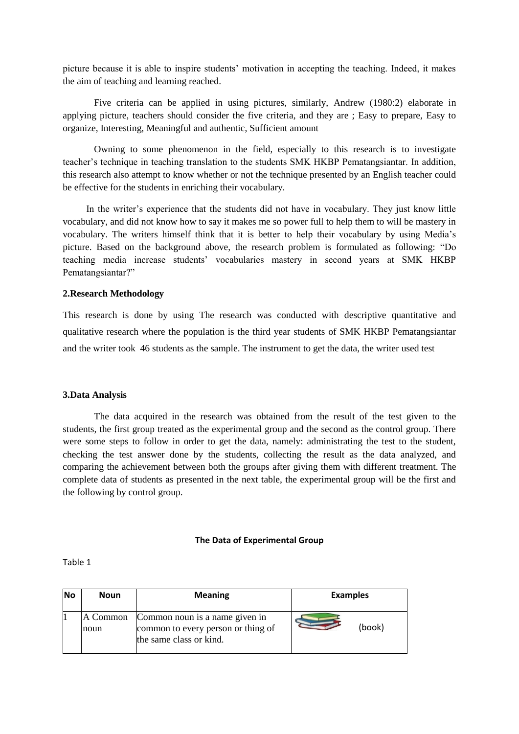picture because it is able to inspire students' motivation in accepting the teaching. Indeed, it makes the aim of teaching and learning reached.

Five criteria can be applied in using pictures, similarly, Andrew (1980:2) elaborate in applying picture, teachers should consider the five criteria, and they are ; Easy to prepare, Easy to organize, Interesting, Meaningful and authentic, Sufficient amount

Owning to some phenomenon in the field, especially to this research is to investigate teacher's technique in teaching translation to the students SMK HKBP Pematangsiantar. In addition, this research also attempt to know whether or not the technique presented by an English teacher could be effective for the students in enriching their vocabulary.

In the writer's experience that the students did not have in vocabulary. They just know little vocabulary, and did not know how to say it makes me so power full to help them to will be mastery in vocabulary. The writers himself think that it is better to help their vocabulary by using Media's picture. Based on the background above, the research problem is formulated as following: "Do teaching media increase students' vocabularies mastery in second years at SMK HKBP Pematangsiantar?"

**2.Research Methodology**

This research is done by using The research was conducted with descriptive quantitative and qualitative research where the population is the third year students of SMK HKBP Pematangsiantar and the writer took 46 students as the sample. The instrument to get the data, the writer used test

**3.Data Analysis**

The data acquired in the research was obtained from the result of the test given to the students, the first group treated as the experimental group and the second as the control group. There were some steps to follow in order to get the data, namely: administrating the test to the student, checking the test answer done by the students, collecting the result as the data analyzed, and comparing the achievement between both the groups after giving them with different treatment. The complete data of students as presented in the next table, the experimental group will be the first and the following by control group.

**The Data of Experimental Group**

Table 1

| No | Noun | Meaning | Examples |
|---|---|---|---|
| 1 | A Common noun | Common noun is a name given in common to every person or thing of the same class or kind. | (book) |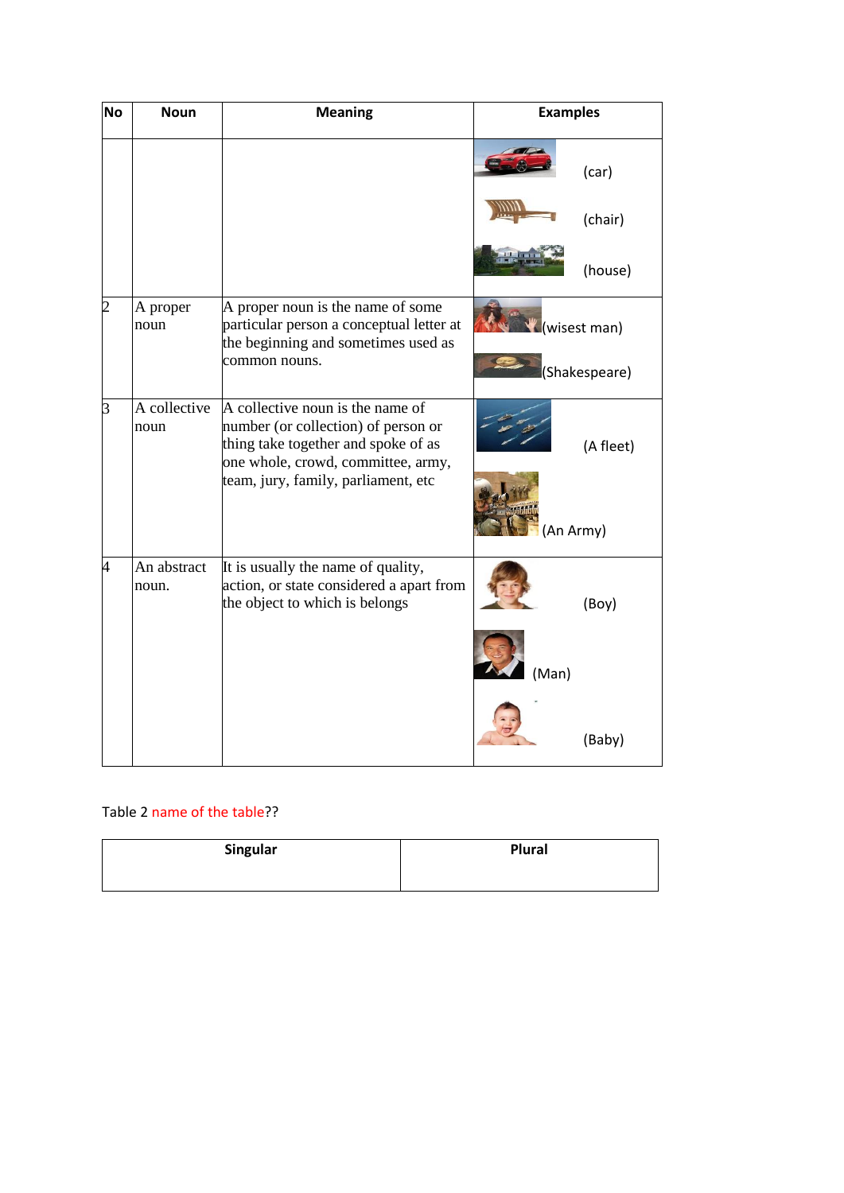| No | Noun | Meaning | Examples |
| --- | --- | --- | --- |
| | | | (car)<br>(chair)<br>(house) |
| 2 | A proper noun | A proper noun is the name of some particular person a conceptual letter at the beginning and sometimes used as common nouns. | (wisest man)<br>(Shakespeare) |
| 3 | A collective noun | A collective noun is the name of number (or collection) of person or thing take together and spoke of as one whole, crowd, committee, army, team, jury, family, parliament, etc | (A fleet)<br>(An Army) |
| 4 | An abstract noun. | It is usually the name of quality, action, or state considered a apart from the object to which is belongs | (Boy)<br>(Man)<br>(Baby) |

Table 2 name of the table??

| Singular | Plural |
| --- | --- |
| | |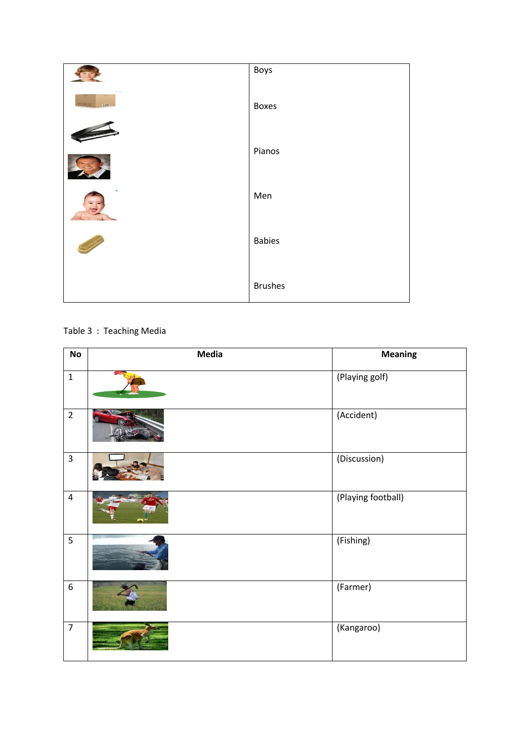| | |
|---|---|
| | Boys<br><br>Boxes<br><br>Pianos<br><br>Men<br><br>Babies<br><br>Brushes |

Table 3 : Teaching Media

| No | Media | Meaning |
|---|---|---|
| 1 | | (Playing golf) |
| 2 | | (Accident) |
| 3 | | (Discussion) |
| 4 | | (Playing football) |
| 5 | | (Fishing) |
| 6 | | (Farmer) |
| 7 | | (Kangaroo) |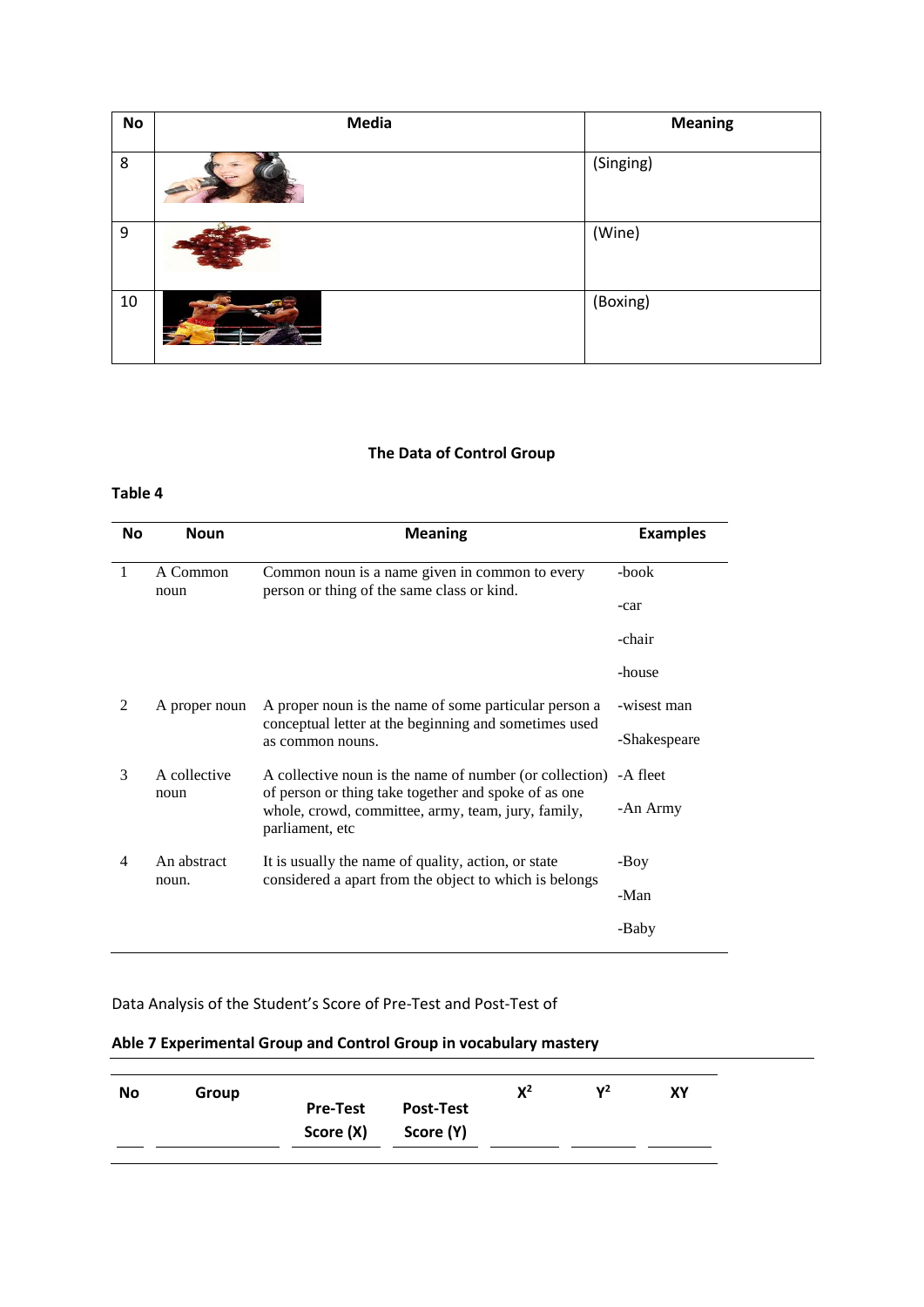| No | Media | Meaning |
| --- | --- | --- |
| 8 | | (Singing) |
| 9 | | (Wine) |
| 10 | | (Boxing) |

**The Data of Control Group**

**Table 4**

| No | Noun | Meaning | Examples |
| --- | --- | --- | --- |
| 1 | A Common noun | Common noun is a name given in common to every person or thing of the same class or kind. | -book<br>-car<br>-chair<br>-house |
| 2 | A proper noun | A proper noun is the name of some particular person a conceptual letter at the beginning and sometimes used as common nouns. | -wisest man<br>-Shakespeare |
| 3 | A collective noun | A collective noun is the name of number (or collection) of person or thing take together and spoke of as one whole, crowd, committee, army, team, jury, family, parliament, etc | -A fleet<br>-An Army |
| 4 | An abstract noun. | It is usually the name of quality, action, or state considered a apart from the object to which is belongs | -Boy<br>-Man<br>-Baby |

Data Analysis of the Student's Score of Pre-Test and Post-Test of

**Able 7 Experimental Group and Control Group in vocabulary mastery**

| No | Group | Pre-Test Score (X) | Post-Test Score (Y) | $X^2$ | $Y^2$ | XY |
| --- | --- | --- | --- | --- | --- | --- |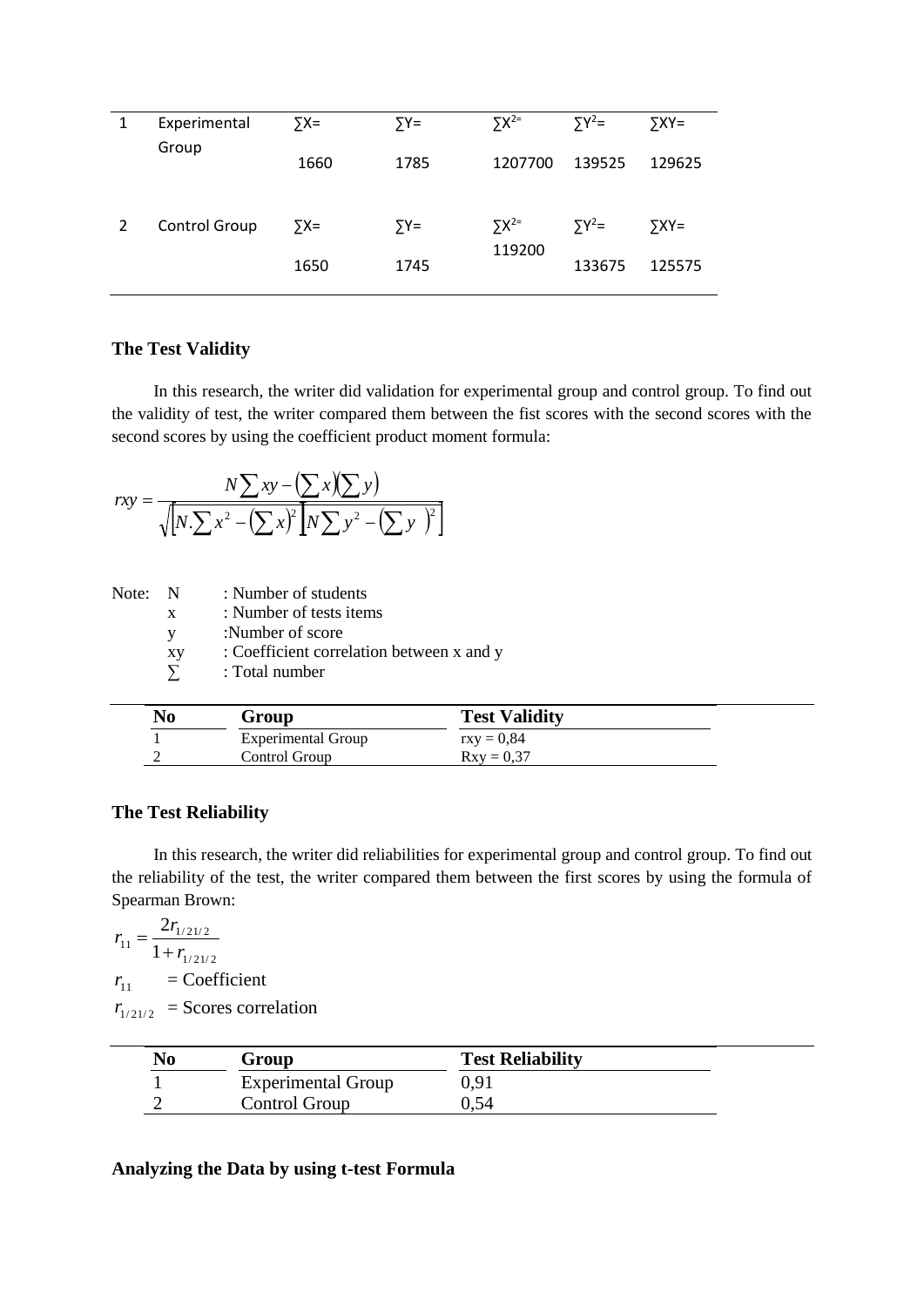| 1 | Experimental Group | $\sum X=$ 1660 | $\sum Y=$ 1785 | $\sum X^{2=}$ 1207700 | $\sum Y^2=$ 139525 | $\sum XY=$ 129625 |
|---|---|---|---|---|---|---|
| 2 | Control Group | $\sum X=$ 1650 | $\sum Y=$ 1745 | $\sum X^{2=}$ 119200 | $\sum Y^2=$ 133675 | $\sum XY=$ 125575 |

### The Test Validity

In this research, the writer did validation for experimental group and control group. To find out the validity of test, the writer compared them between the fist scores with the second scores with the second scores by using the coefficient product moment formula:

$$rxy = \frac{N\sum xy - \left(\sum x\right)\left(\sum y\right)}{\sqrt{\left[N.\sum x^2 - \left(\sum x\right)^2\right]\left[N\sum y^2 - \left(\sum y\right)^2\right]}}$$

Note:
- N : Number of students
- x : Number of tests items
- y :Number of score
- xy : Coefficient correlation between x and y
- $\sum$ : Total number

| No | Group | Test Validity |
|---|---|---|
| 1 | Experimental Group | rxy = 0,84 |
| 2 | Control Group | Rxy = 0,37 |

### The Test Reliability

In this research, the writer did reliabilities for experimental group and control group. To find out the reliability of the test, the writer compared them between the first scores by using the formula of Spearman Brown:

$$r_{11} = \frac{2r_{1/21/2}}{1 + r_{1/21/2}}$$

$r_{11}$ = Coefficient

$r_{1/21/2}$ = Scores correlation

| No | Group | Test Reliability |
|---|---|---|
| 1 | Experimental Group | 0,91 |
| 2 | Control Group | 0,54 |

### Analyzing the Data by using t-test Formula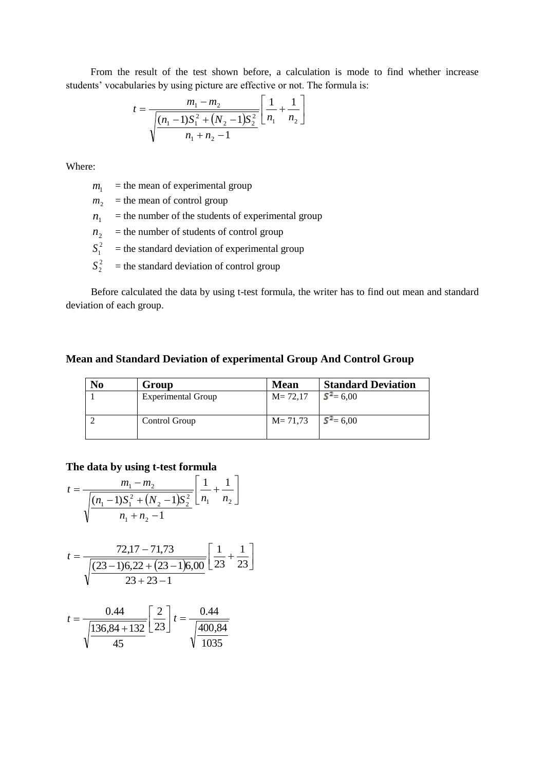From the result of the test shown before, a calculation is mode to find whether increase students' vocabularies by using picture are effective or not. The formula is:

$$t = \frac{m_1 - m_2}{\sqrt{\frac{(n_1 - 1)S_1^2 + (N_2 - 1)S_2^2}{n_1 + n_2 - 1}}}\left[\frac{1}{n_1} + \frac{1}{n_2}\right]$$

Where:

$m_1$ = the mean of experimental group

$m_2$ = the mean of control group

$n_1$ = the number of the students of experimental group

$n_2$ = the number of students of control group

$S_1^2$ = the standard deviation of experimental group

$S_2^2$ = the standard deviation of control group

Before calculated the data by using t-test formula, the writer has to find out mean and standard deviation of each group.

**Mean and Standard Deviation of experimental Group And Control Group**

| No | Group | Mean | Standard Deviation |
|---|---|---|---|
| 1 | Experimental Group | M= 72,17 | $S^2$= 6,00 |
| 2 | Control Group | M= 71,73 | $S^2$= 6,00 |

**The data by using t-test formula**

$$t = \frac{m_1 - m_2}{\sqrt{\frac{(n_1 - 1)S_1^2 + (N_2 - 1)S_2^2}{n_1 + n_2 - 1}}}\left[\frac{1}{n_1} + \frac{1}{n_2}\right]$$

$$t = \frac{72{,}17 - 71{,}73}{\sqrt{\frac{(23-1)6{,}22 + (23-1)6{,}00}{23 + 23 - 1}}}\left[\frac{1}{23} + \frac{1}{23}\right]$$

$$t = \frac{0.44}{\sqrt{\frac{136{,}84 + 132}{45}}}\left[\frac{2}{23}\right] t = \frac{0.44}{\sqrt{\frac{400{,}84}{1035}}}$$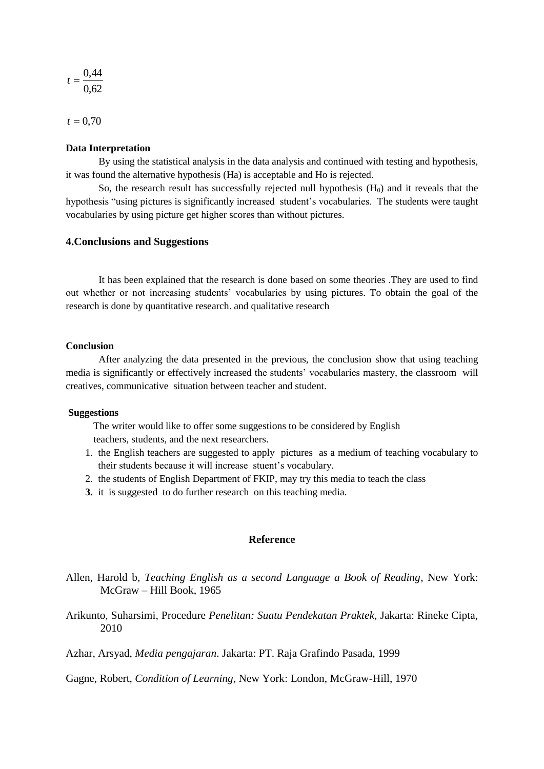$$t = \frac{0,44}{0,62}$$

$$t = 0,70$$

**Data Interpretation**

By using the statistical analysis in the data analysis and continued with testing and hypothesis, it was found the alternative hypothesis (Ha) is acceptable and Ho is rejected.

So, the research result has successfully rejected null hypothesis ($H_0$) and it reveals that the hypothesis “using pictures is significantly increased student’s vocabularies. The students were taught vocabularies by using picture get higher scores than without pictures.

## 4.Conclusions and Suggestions

It has been explained that the research is done based on some theories .They are used to find out whether or not increasing students’ vocabularies by using pictures. To obtain the goal of the research is done by quantitative research. and qualitative research

**Conclusion**

After analyzing the data presented in the previous, the conclusion show that using teaching media is significantly or effectively increased the students’ vocabularies mastery, the classroom will creatives, communicative situation between teacher and student.

**Suggestions**

The writer would like to offer some suggestions to be considered by English teachers, students, and the next researchers.

1. the English teachers are suggested to apply pictures as a medium of teaching vocabulary to their students because it will increase stuent’s vocabulary.
2. the students of English Department of FKIP, may try this media to teach the class
3. it is suggested to do further research on this teaching media.

## Reference

Allen, Harold b, *Teaching English as a second Language a Book of Reading*, New York: McGraw – Hill Book, 1965

Arikunto, Suharsimi, Procedure *Penelitan: Suatu Pendekatan Praktek*, Jakarta: Rineke Cipta, 2010

Azhar, Arsyad, *Media pengajaran*. Jakarta: PT. Raja Grafindo Pasada, 1999

Gagne, Robert, *Condition of Learning*, New York: London, McGraw-Hill, 1970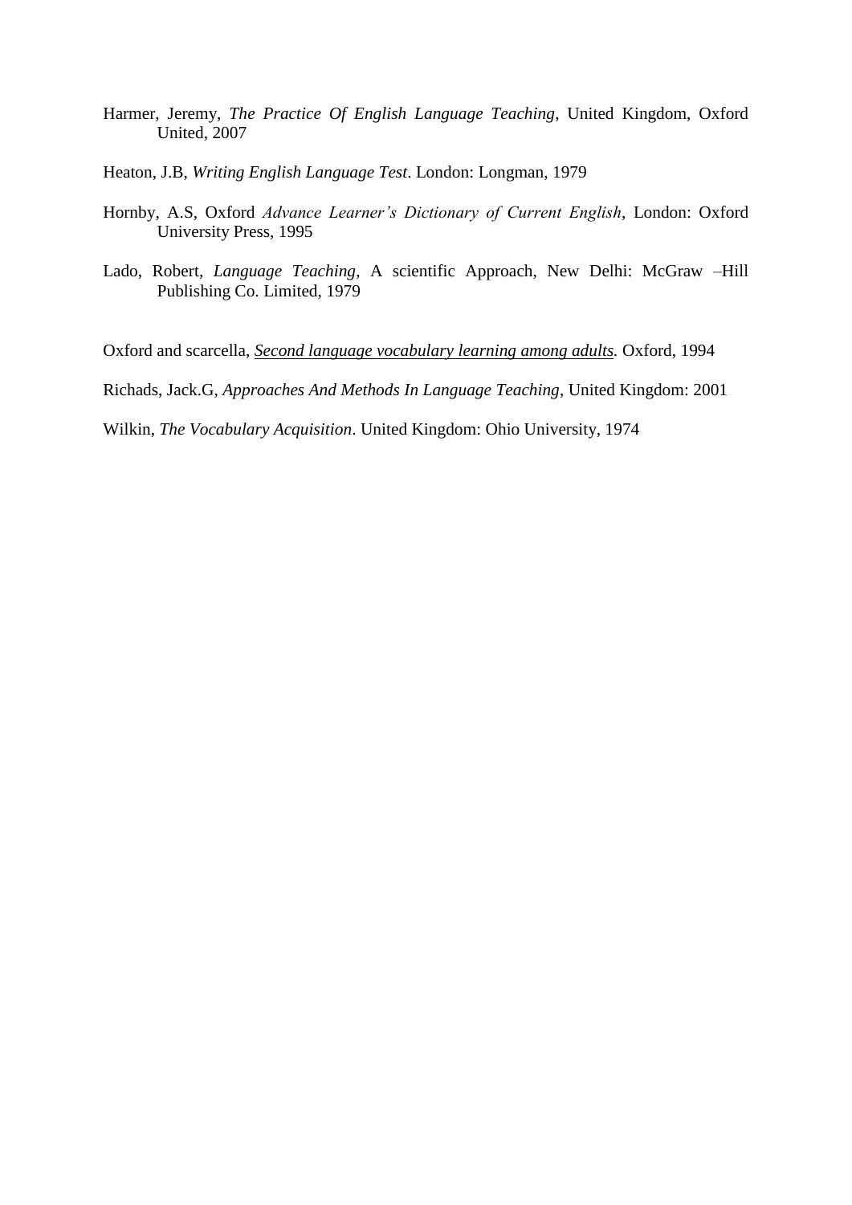Harmer, Jeremy, *The Practice Of English Language Teaching*, United Kingdom, Oxford United, 2007

Heaton, J.B, *Writing English Language Test*. London: Longman, 1979

Hornby, A.S, Oxford *Advance Learner's Dictionary of Current English*, London: Oxford University Press, 1995

Lado, Robert, *Language Teaching*, A scientific Approach, New Delhi: McGraw –Hill Publishing Co. Limited, 1979

Oxford and scarcella, *Second language vocabulary learning among adults.* Oxford, 1994

Richads, Jack.G, *Approaches And Methods In Language Teaching*, United Kingdom: 2001

Wilkin, *The Vocabulary Acquisition*. United Kingdom: Ohio University, 1974